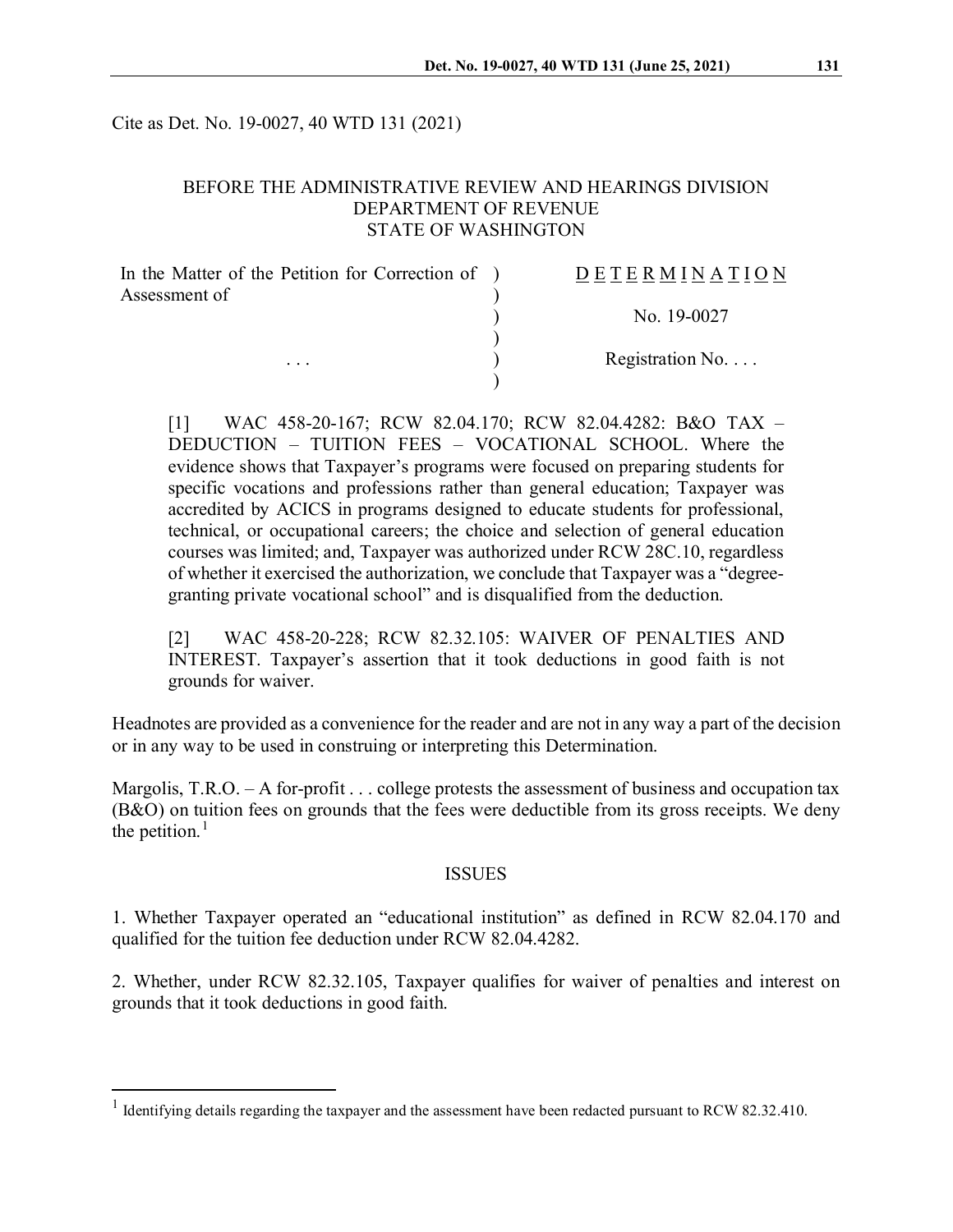Cite as Det. No. 19-0027, 40 WTD 131 (2021)

BEFORE THE ADMINISTRATIVE REVIEW AND HEARINGS DIVISION
DEPARTMENT OF REVENUE
STATE OF WASHINGTON

| | |
|---|---|
| In the Matter of the Petition for Correction of Assessment of | D E T E R M I N A T I O N |
| | No. 19-0027 |
| . . . | Registration No. . . . |

[1] WAC 458-20-167; RCW 82.04.170; RCW 82.04.4282: B&O TAX – DEDUCTION – TUITION FEES – VOCATIONAL SCHOOL. Where the evidence shows that Taxpayer's programs were focused on preparing students for specific vocations and professions rather than general education; Taxpayer was accredited by ACICS in programs designed to educate students for professional, technical, or occupational careers; the choice and selection of general education courses was limited; and, Taxpayer was authorized under RCW 28C.10, regardless of whether it exercised the authorization, we conclude that Taxpayer was a "degree-granting private vocational school" and is disqualified from the deduction.

[2] WAC 458-20-228; RCW 82.32.105: WAIVER OF PENALTIES AND INTEREST. Taxpayer's assertion that it took deductions in good faith is not grounds for waiver.

Headnotes are provided as a convenience for the reader and are not in any way a part of the decision or in any way to be used in construing or interpreting this Determination.

Margolis, T.R.O. – A for-profit . . . college protests the assessment of business and occupation tax (B&O) on tuition fees on grounds that the fees were deductible from its gross receipts. We deny the petition.[1]

## ISSUES

1. Whether Taxpayer operated an "educational institution" as defined in RCW 82.04.170 and qualified for the tuition fee deduction under RCW 82.04.4282.

2. Whether, under RCW 82.32.105, Taxpayer qualifies for waiver of penalties and interest on grounds that it took deductions in good faith.

[1] Identifying details regarding the taxpayer and the assessment have been redacted pursuant to RCW 82.32.410.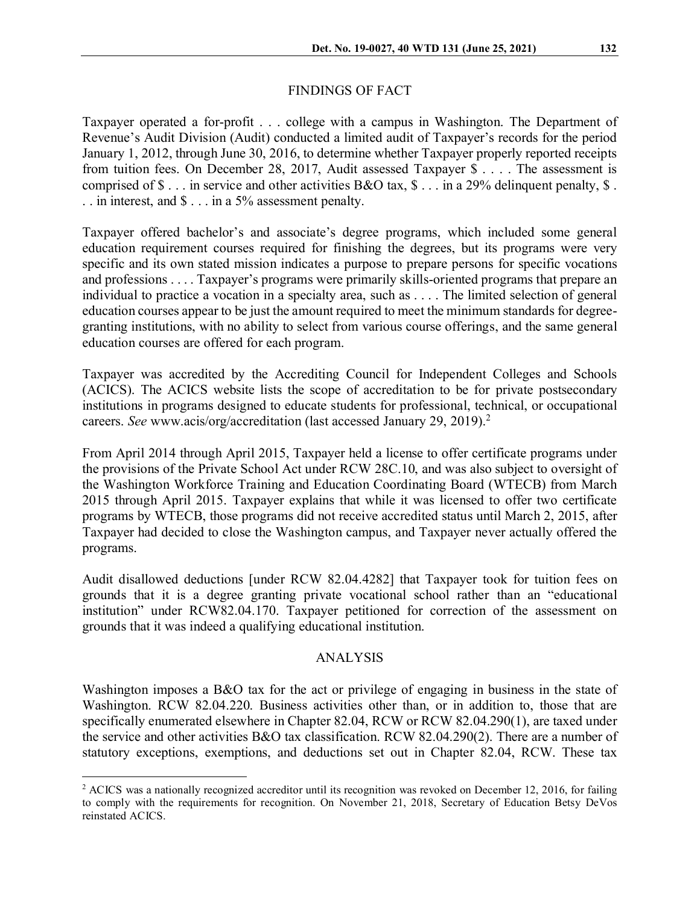## FINDINGS OF FACT

Taxpayer operated a for-profit . . . college with a campus in Washington. The Department of Revenue's Audit Division (Audit) conducted a limited audit of Taxpayer's records for the period January 1, 2012, through June 30, 2016, to determine whether Taxpayer properly reported receipts from tuition fees. On December 28, 2017, Audit assessed Taxpayer $ . . . . The assessment is comprised of $ . . . in service and other activities B&O tax, $ . . . in a 29% delinquent penalty, $ . . . in interest, and $ . . . in a 5% assessment penalty.

Taxpayer offered bachelor's and associate's degree programs, which included some general education requirement courses required for finishing the degrees, but its programs were very specific and its own stated mission indicates a purpose to prepare persons for specific vocations and professions . . . . Taxpayer's programs were primarily skills-oriented programs that prepare an individual to practice a vocation in a specialty area, such as . . . . The limited selection of general education courses appear to be just the amount required to meet the minimum standards for degree-granting institutions, with no ability to select from various course offerings, and the same general education courses are offered for each program.

Taxpayer was accredited by the Accrediting Council for Independent Colleges and Schools (ACICS). The ACICS website lists the scope of accreditation to be for private postsecondary institutions in programs designed to educate students for professional, technical, or occupational careers. *See* www.acis/org/accreditation (last accessed January 29, 2019).[2]

From April 2014 through April 2015, Taxpayer held a license to offer certificate programs under the provisions of the Private School Act under RCW 28C.10, and was also subject to oversight of the Washington Workforce Training and Education Coordinating Board (WTECB) from March 2015 through April 2015. Taxpayer explains that while it was licensed to offer two certificate programs by WTECB, those programs did not receive accredited status until March 2, 2015, after Taxpayer had decided to close the Washington campus, and Taxpayer never actually offered the programs.

Audit disallowed deductions [under RCW 82.04.4282] that Taxpayer took for tuition fees on grounds that it is a degree granting private vocational school rather than an "educational institution" under RCW82.04.170. Taxpayer petitioned for correction of the assessment on grounds that it was indeed a qualifying educational institution.

## ANALYSIS

Washington imposes a B&O tax for the act or privilege of engaging in business in the state of Washington. RCW 82.04.220. Business activities other than, or in addition to, those that are specifically enumerated elsewhere in Chapter 82.04, RCW or RCW 82.04.290(1), are taxed under the service and other activities B&O tax classification. RCW 82.04.290(2). There are a number of statutory exceptions, exemptions, and deductions set out in Chapter 82.04, RCW. These tax

---

[2] ACICS was a nationally recognized accreditor until its recognition was revoked on December 12, 2016, for failing to comply with the requirements for recognition. On November 21, 2018, Secretary of Education Betsy DeVos reinstated ACICS.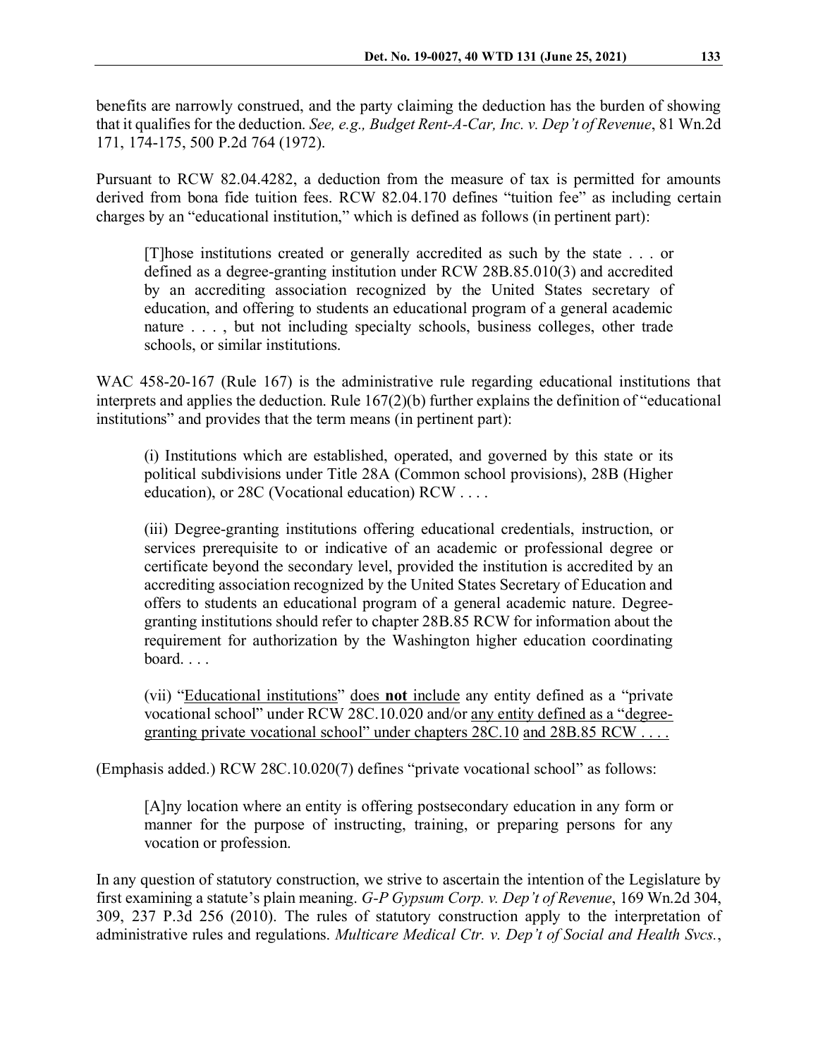benefits are narrowly construed, and the party claiming the deduction has the burden of showing that it qualifies for the deduction. *See, e.g., Budget Rent-A-Car, Inc. v. Dep't of Revenue*, 81 Wn.2d 171, 174-175, 500 P.2d 764 (1972).

Pursuant to RCW 82.04.4282, a deduction from the measure of tax is permitted for amounts derived from bona fide tuition fees. RCW 82.04.170 defines "tuition fee" as including certain charges by an "educational institution," which is defined as follows (in pertinent part):

> [T]hose institutions created or generally accredited as such by the state . . . or defined as a degree-granting institution under RCW 28B.85.010(3) and accredited by an accrediting association recognized by the United States secretary of education, and offering to students an educational program of a general academic nature . . . , but not including specialty schools, business colleges, other trade schools, or similar institutions.

WAC 458-20-167 (Rule 167) is the administrative rule regarding educational institutions that interprets and applies the deduction. Rule 167(2)(b) further explains the definition of "educational institutions" and provides that the term means (in pertinent part):

> (i) Institutions which are established, operated, and governed by this state or its political subdivisions under Title 28A (Common school provisions), 28B (Higher education), or 28C (Vocational education) RCW . . . .
>
> (iii) Degree-granting institutions offering educational credentials, instruction, or services prerequisite to or indicative of an academic or professional degree or certificate beyond the secondary level, provided the institution is accredited by an accrediting association recognized by the United States Secretary of Education and offers to students an educational program of a general academic nature. Degree-granting institutions should refer to chapter 28B.85 RCW for information about the requirement for authorization by the Washington higher education coordinating board. . . .
>
> (vii) "<u>Educational institutions</u>" <u>does **not** include</u> any entity defined as a "private vocational school" under RCW 28C.10.020 and/or <u>any entity defined as a "degree-granting private vocational school" under chapters 28C.10</u> <u>and 28B.85 RCW . . . .</u>

(Emphasis added.) RCW 28C.10.020(7) defines "private vocational school" as follows:

> [A]ny location where an entity is offering postsecondary education in any form or manner for the purpose of instructing, training, or preparing persons for any vocation or profession.

In any question of statutory construction, we strive to ascertain the intention of the Legislature by first examining a statute's plain meaning. *G-P Gypsum Corp. v. Dep't of Revenue*, 169 Wn.2d 304, 309, 237 P.3d 256 (2010). The rules of statutory construction apply to the interpretation of administrative rules and regulations. *Multicare Medical Ctr. v. Dep't of Social and Health Svcs.*,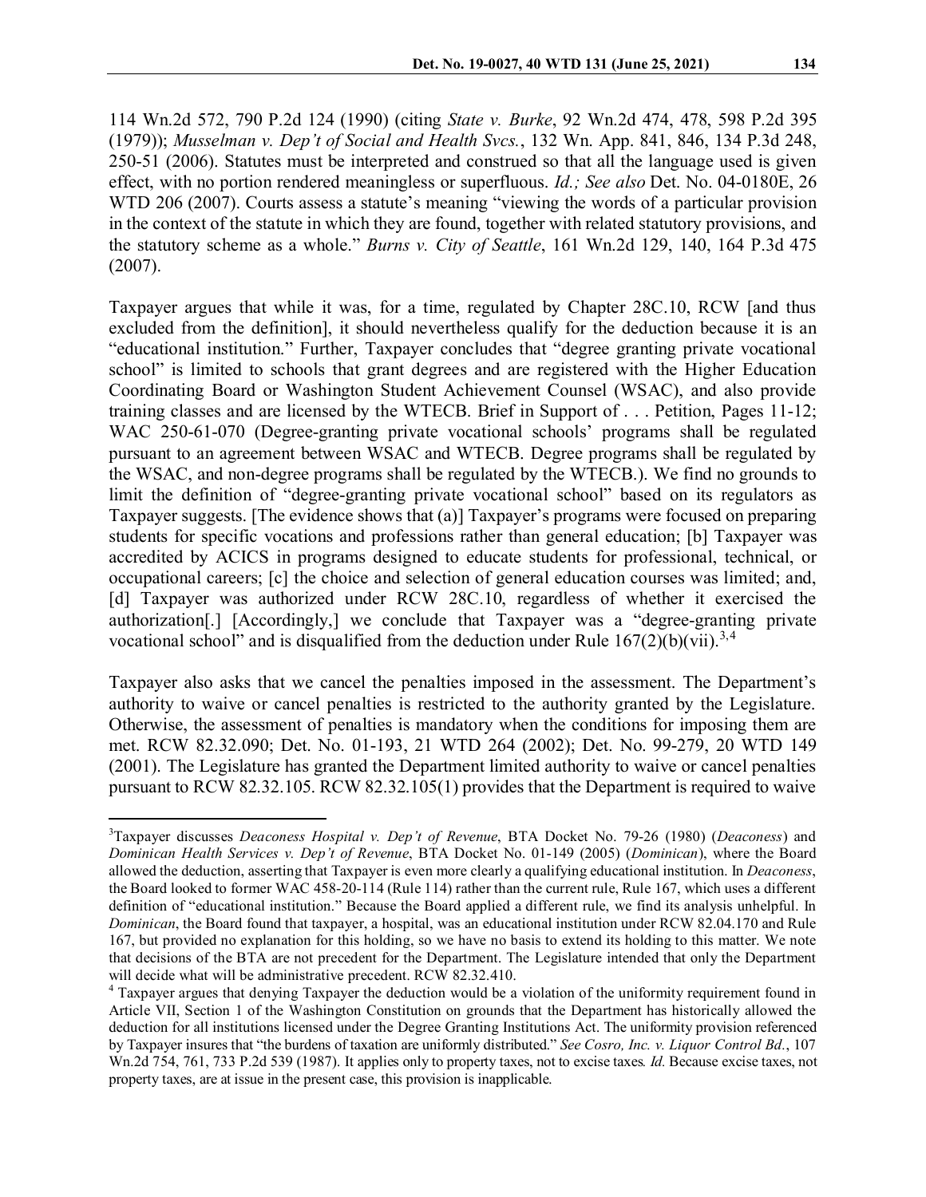114 Wn.2d 572, 790 P.2d 124 (1990) (citing *State v. Burke*, 92 Wn.2d 474, 478, 598 P.2d 395 (1979)); *Musselman v. Dep't of Social and Health Svcs.*, 132 Wn. App. 841, 846, 134 P.3d 248, 250-51 (2006). Statutes must be interpreted and construed so that all the language used is given effect, with no portion rendered meaningless or superfluous. *Id.; See also* Det. No. 04-0180E, 26 WTD 206 (2007). Courts assess a statute's meaning "viewing the words of a particular provision in the context of the statute in which they are found, together with related statutory provisions, and the statutory scheme as a whole." *Burns v. City of Seattle*, 161 Wn.2d 129, 140, 164 P.3d 475 (2007).

Taxpayer argues that while it was, for a time, regulated by Chapter 28C.10, RCW [and thus excluded from the definition], it should nevertheless qualify for the deduction because it is an "educational institution." Further, Taxpayer concludes that "degree granting private vocational school" is limited to schools that grant degrees and are registered with the Higher Education Coordinating Board or Washington Student Achievement Counsel (WSAC), and also provide training classes and are licensed by the WTECB. Brief in Support of . . . Petition, Pages 11-12; WAC 250-61-070 (Degree-granting private vocational schools' programs shall be regulated pursuant to an agreement between WSAC and WTECB. Degree programs shall be regulated by the WSAC, and non-degree programs shall be regulated by the WTECB.). We find no grounds to limit the definition of "degree-granting private vocational school" based on its regulators as Taxpayer suggests. [The evidence shows that (a)] Taxpayer's programs were focused on preparing students for specific vocations and professions rather than general education; [b] Taxpayer was accredited by ACICS in programs designed to educate students for professional, technical, or occupational careers; [c] the choice and selection of general education courses was limited; and, [d] Taxpayer was authorized under RCW 28C.10, regardless of whether it exercised the authorization[.] [Accordingly,] we conclude that Taxpayer was a "degree-granting private vocational school" and is disqualified from the deduction under Rule 167(2)(b)(vii).[3,4]

Taxpayer also asks that we cancel the penalties imposed in the assessment. The Department's authority to waive or cancel penalties is restricted to the authority granted by the Legislature. Otherwise, the assessment of penalties is mandatory when the conditions for imposing them are met. RCW 82.32.090; Det. No. 01-193, 21 WTD 264 (2002); Det. No. 99-279, 20 WTD 149 (2001). The Legislature has granted the Department limited authority to waive or cancel penalties pursuant to RCW 82.32.105. RCW 82.32.105(1) provides that the Department is required to waive

---

[3] Taxpayer discusses *Deaconess Hospital v. Dep't of Revenue*, BTA Docket No. 79-26 (1980) (*Deaconess*) and *Dominican Health Services v. Dep't of Revenue*, BTA Docket No. 01-149 (2005) (*Dominican*), where the Board allowed the deduction, asserting that Taxpayer is even more clearly a qualifying educational institution. In *Deaconess*, the Board looked to former WAC 458-20-114 (Rule 114) rather than the current rule, Rule 167, which uses a different definition of "educational institution." Because the Board applied a different rule, we find its analysis unhelpful. In *Dominican*, the Board found that taxpayer, a hospital, was an educational institution under RCW 82.04.170 and Rule 167, but provided no explanation for this holding, so we have no basis to extend its holding to this matter. We note that decisions of the BTA are not precedent for the Department. The Legislature intended that only the Department will decide what will be administrative precedent. RCW 82.32.410.

[4] Taxpayer argues that denying Taxpayer the deduction would be a violation of the uniformity requirement found in Article VII, Section 1 of the Washington Constitution on grounds that the Department has historically allowed the deduction for all institutions licensed under the Degree Granting Institutions Act. The uniformity provision referenced by Taxpayer insures that "the burdens of taxation are uniformly distributed." *See Cosro, Inc. v. Liquor Control Bd.*, 107 Wn.2d 754, 761, 733 P.2d 539 (1987). It applies only to property taxes, not to excise taxes. *Id.* Because excise taxes, not property taxes, are at issue in the present case, this provision is inapplicable.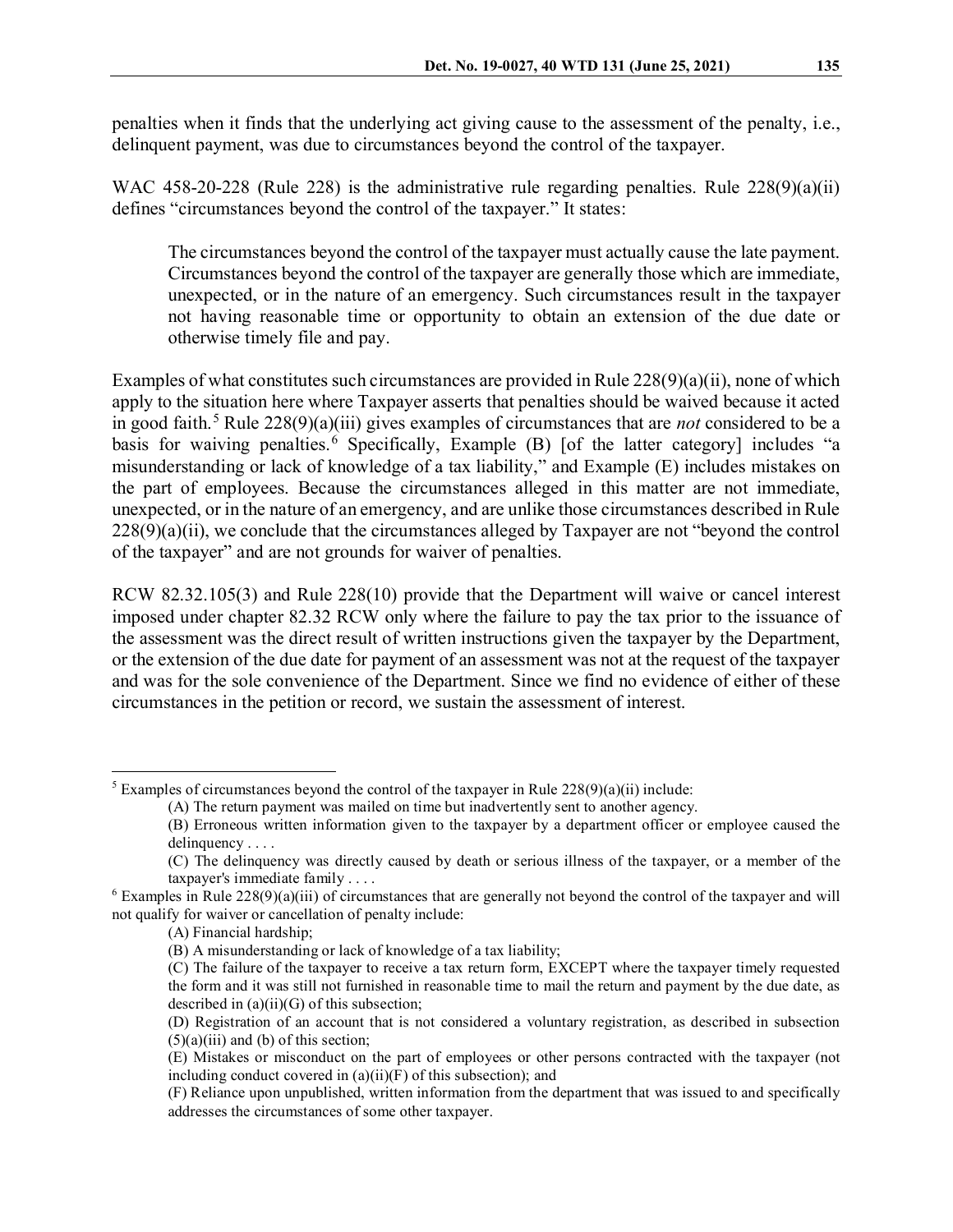penalties when it finds that the underlying act giving cause to the assessment of the penalty, i.e., delinquent payment, was due to circumstances beyond the control of the taxpayer.

WAC 458-20-228 (Rule 228) is the administrative rule regarding penalties. Rule 228(9)(a)(ii) defines "circumstances beyond the control of the taxpayer." It states:

> The circumstances beyond the control of the taxpayer must actually cause the late payment. Circumstances beyond the control of the taxpayer are generally those which are immediate, unexpected, or in the nature of an emergency. Such circumstances result in the taxpayer not having reasonable time or opportunity to obtain an extension of the due date or otherwise timely file and pay.

Examples of what constitutes such circumstances are provided in Rule 228(9)(a)(ii), none of which apply to the situation here where Taxpayer asserts that penalties should be waived because it acted in good faith.[5] Rule 228(9)(a)(iii) gives examples of circumstances that are *not* considered to be a basis for waiving penalties.[6] Specifically, Example (B) [of the latter category] includes "a misunderstanding or lack of knowledge of a tax liability," and Example (E) includes mistakes on the part of employees. Because the circumstances alleged in this matter are not immediate, unexpected, or in the nature of an emergency, and are unlike those circumstances described in Rule 228(9)(a)(ii), we conclude that the circumstances alleged by Taxpayer are not "beyond the control of the taxpayer" and are not grounds for waiver of penalties.

RCW 82.32.105(3) and Rule 228(10) provide that the Department will waive or cancel interest imposed under chapter 82.32 RCW only where the failure to pay the tax prior to the issuance of the assessment was the direct result of written instructions given the taxpayer by the Department, or the extension of the due date for payment of an assessment was not at the request of the taxpayer and was for the sole convenience of the Department. Since we find no evidence of either of these circumstances in the petition or record, we sustain the assessment of interest.

---

[5] Examples of circumstances beyond the control of the taxpayer in Rule 228(9)(a)(ii) include:

> (A) The return payment was mailed on time but inadvertently sent to another agency.
>
> (B) Erroneous written information given to the taxpayer by a department officer or employee caused the delinquency . . . .
>
> (C) The delinquency was directly caused by death or serious illness of the taxpayer, or a member of the taxpayer's immediate family . . . .

[6] Examples in Rule 228(9)(a)(iii) of circumstances that are generally not beyond the control of the taxpayer and will not qualify for waiver or cancellation of penalty include:

> (A) Financial hardship;
>
> (B) A misunderstanding or lack of knowledge of a tax liability;
>
> (C) The failure of the taxpayer to receive a tax return form, EXCEPT where the taxpayer timely requested the form and it was still not furnished in reasonable time to mail the return and payment by the due date, as described in (a)(ii)(G) of this subsection;
>
> (D) Registration of an account that is not considered a voluntary registration, as described in subsection (5)(a)(iii) and (b) of this section;
>
> (E) Mistakes or misconduct on the part of employees or other persons contracted with the taxpayer (not including conduct covered in (a)(ii)(F) of this subsection); and
>
> (F) Reliance upon unpublished, written information from the department that was issued to and specifically addresses the circumstances of some other taxpayer.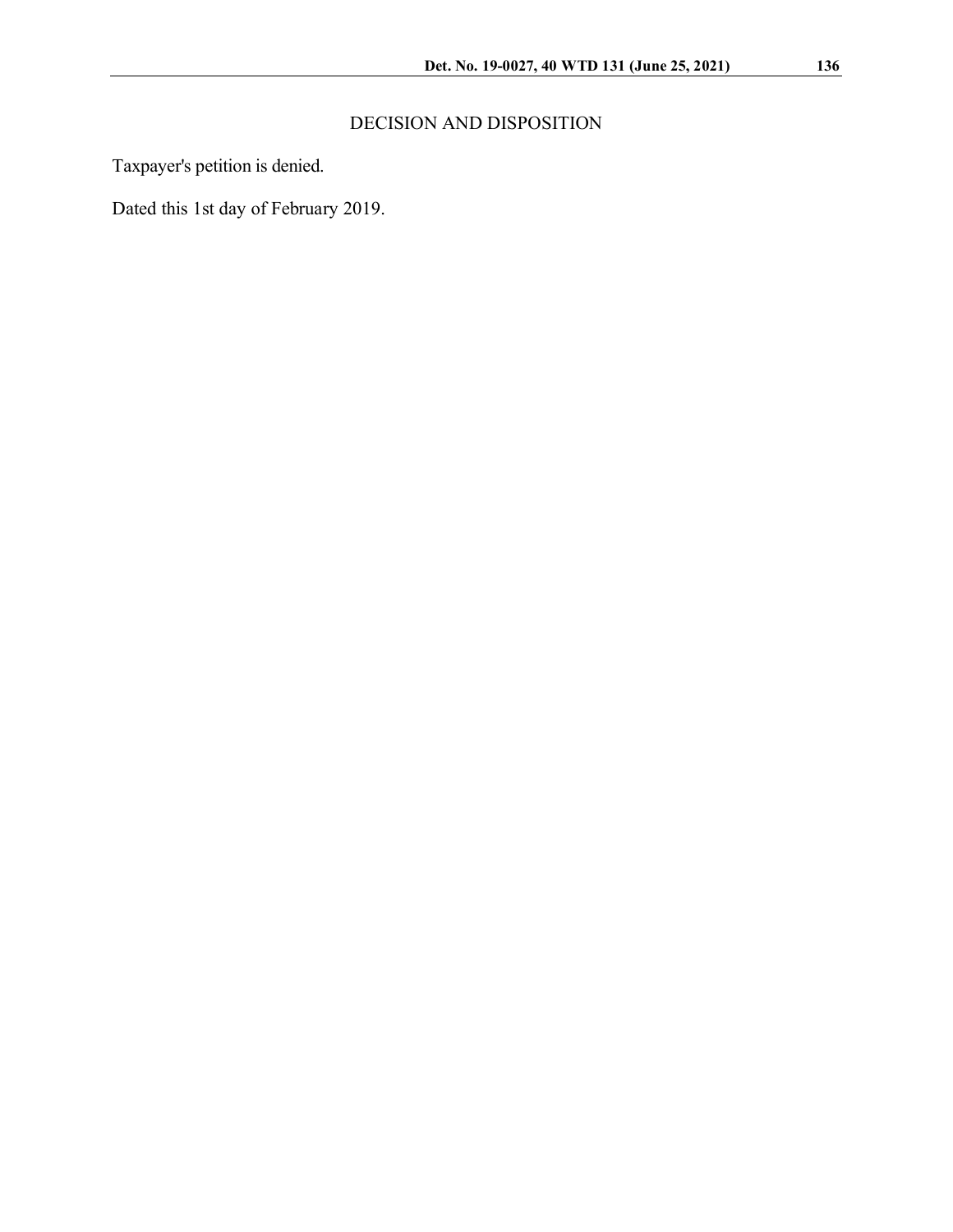## DECISION AND DISPOSITION

Taxpayer's petition is denied.

Dated this 1st day of February 2019.